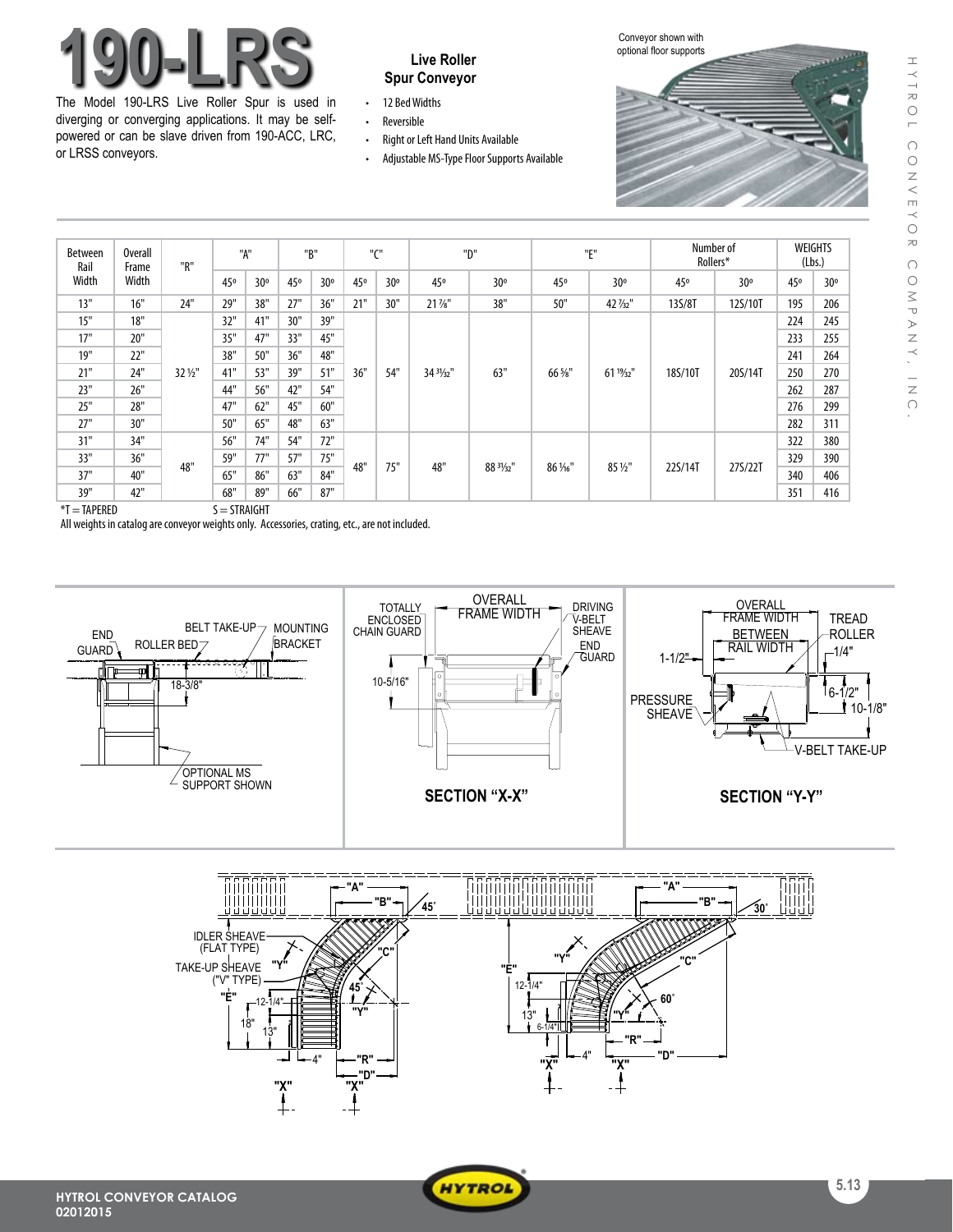# 190-LRS

The Model 190-LRS Live Roller Spur is used in diverging or converging applications. It may be self-powered or can be slave driven from 190-ACC, LRC, or LRSS conveyors.

## Live Roller Spur Conveyor

- 12 Bed Widths
- Reversible
- Right or Left Hand Units Available
- Adjustable MS-Type Floor Supports Available

Conveyor shown with optional floor supports

| Between Rail Width | Overall Frame Width | "R" | "A" | | "B" | | "C" | | "D" | | "E" | | Number of Rollers* | | WEIGHTS (Lbs.) | |
|---|---|---|---|---|---|---|---|---|---|---|---|---|---|---|---|---|
| | | | 45º | 30º | 45º | 30º | 45º | 30º | 45º | 30º | 45º | 30º | 45º | 30º | 45º | 30º |
| 13" | 16" | 24" | 29" | 38" | 27" | 36" | 21" | 30" | 21 7/8" | 38" | 50" | 42 7/32" | 13S/8T | 12S/10T | 195 | 206 |
| 15" | 18" | 32 1/2" | 32" | 41" | 30" | 39" | 36" | 54" | 34 31/32" | 63" | 66 5/8" | 61 19/32" | 18S/10T | 20S/14T | 224 | 245 |
| 17" | 20" | | 35" | 47" | 33" | 45" | | | | | | | | | 233 | 255 |
| 19" | 22" | | 38" | 50" | 36" | 48" | | | | | | | | | 241 | 264 |
| 21" | 24" | | 41" | 53" | 39" | 51" | | | | | | | | | 250 | 270 |
| 23" | 26" | | 44" | 56" | 42" | 54" | | | | | | | | | 262 | 287 |
| 25" | 28" | | 47" | 62" | 45" | 60" | | | | | | | | | 276 | 299 |
| 27" | 30" | | 50" | 65" | 48" | 63" | | | | | | | | | 282 | 311 |
| 31" | 34" | 48" | 56" | 74" | 54" | 72" | 48" | 75" | 48" | 88 31/32" | 86 1/16" | 85 1/2" | 22S/14T | 27S/22T | 322 | 380 |
| 33" | 36" | | 59" | 77" | 57" | 75" | | | | | | | | | 329 | 390 |
| 37" | 40" | | 65" | 86" | 63" | 84" | | | | | | | | | 340 | 406 |
| 39" | 42" | | 68" | 89" | 66" | 87" | | | | | | | | | 351 | 416 |

*T = TAPERED S = STRAIGHT

All weights in catalog are conveyor weights only. Accessories, crating, etc., are not included.

SECTION "X-X"

SECTION "Y-Y"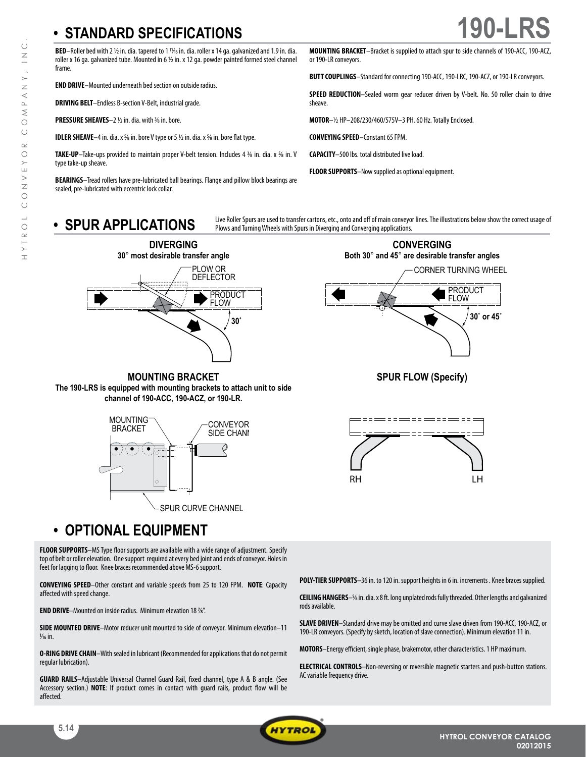# • STANDARD SPECIFICATIONS

# 190-LRS

**BED**–Roller bed with 2 ½ in. dia. tapered to 1 ¹¹⁄₁₆ in. dia. roller x 14 ga. galvanized and 1.9 in. dia. roller x 16 ga. galvanized tube. Mounted in 6 ½ in. x 12 ga. powder painted formed steel channel frame.

**END DRIVE**–Mounted underneath bed section on outside radius.

**DRIVING BELT**–Endless B-section V-Belt, industrial grade.

**PRESSURE SHEAVES**–2 ½ in. dia. with ⅝ in. bore.

**IDLER SHEAVE**–4 in. dia. x ⅝ in. bore V type or 5 ½ in. dia. x ⅝ in. bore flat type.

**TAKE-UP**–Take-ups provided to maintain proper V-belt tension. Includes 4 ⅜ in. dia. x ⅝ in. V type take-up sheave.

**BEARINGS**–Tread rollers have pre-lubricated ball bearings. Flange and pillow block bearings are sealed, pre-lubricated with eccentric lock collar.

**MOUNTING BRACKET**–Bracket is supplied to attach spur to side channels of 190-ACC, 190-ACZ, or 190-LR conveyors.

**BUTT COUPLINGS**–Standard for connecting 190-ACC, 190-LRC, 190-ACZ, or 190-LR conveyors.

**SPEED REDUCTION**–Sealed worm gear reducer driven by V-belt. No. 50 roller chain to drive sheave.

**MOTOR**–½ HP–208/230/460/575V–3 PH. 60 Hz. Totally Enclosed.

**CONVEYING SPEED**–Constant 65 FPM.

**CAPACITY**–500 lbs. total distributed live load.

**FLOOR SUPPORTS**–Now supplied as optional equipment.

# • SPUR APPLICATIONS

Live Roller Spurs are used to transfer cartons, etc., onto and off of main conveyor lines. The illustrations below show the correct usage of Plows and Turning Wheels with Spurs in Diverging and Converging applications.

**DIVERGING**
**30° most desirable transfer angle**

PLOW OR DEFLECTOR
PRODUCT FLOW
30°

**CONVERGING**
**Both 30° and 45° are desirable transfer angles**

CORNER TURNING WHEEL
PRODUCT FLOW
30° or 45°

**MOUNTING BRACKET**
**The 190-LRS is equipped with mounting brackets to attach unit to side channel of 190-ACC, 190-ACZ, or 190-LR.**

MOUNTING BRACKET
CONVEYOR SIDE CHANNEL
SPUR CURVE CHANNEL

**SPUR FLOW (Specify)**

RH
LH

# • OPTIONAL EQUIPMENT

**FLOOR SUPPORTS**–MS Type floor supports are available with a wide range of adjustment. Specify top of belt or roller elevation. One support required at every bed joint and ends of conveyor. Holes in feet for lagging to floor. Knee braces recommended above MS-6 support.

**CONVEYING SPEED**–Other constant and variable speeds from 25 to 120 FPM. **NOTE**: Capacity affected with speed change.

**END DRIVE**–Mounted on inside radius. Minimum elevation 18 ⅞".

**SIDE MOUNTED DRIVE**–Motor reducer unit mounted to side of conveyor. Minimum elevation–11 ¹⁄₁₆ in.

**O-RING DRIVE CHAIN**–With sealed in lubricant (Recommended for applications that do not permit regular lubrication).

**GUARD RAILS**–Adjustable Universal Channel Guard Rail, fixed channel, type A & B angle. (See Accessory section.) **NOTE**: If product comes in contact with guard rails, product flow will be affected.

**POLY-TIER SUPPORTS**–36 in. to 120 in. support heights in 6 in. increments . Knee braces supplied.

**CEILING HANGERS**–⅝ in. dia. x 8 ft. long unplated rods fully threaded. Other lengths and galvanized rods available.

**SLAVE DRIVEN**–Standard drive may be omitted and curve slave driven from 190-ACC, 190-ACZ, or 190-LR conveyors. (Specify by sketch, location of slave connection). Minimum elevation 11 in.

**MOTORS**–Energy efficient, single phase, brakemotor, other characteristics. 1 HP maximum.

**ELECTRICAL CONTROLS**–Non-reversing or reversible magnetic starters and push-button stations. AC variable frequency drive.